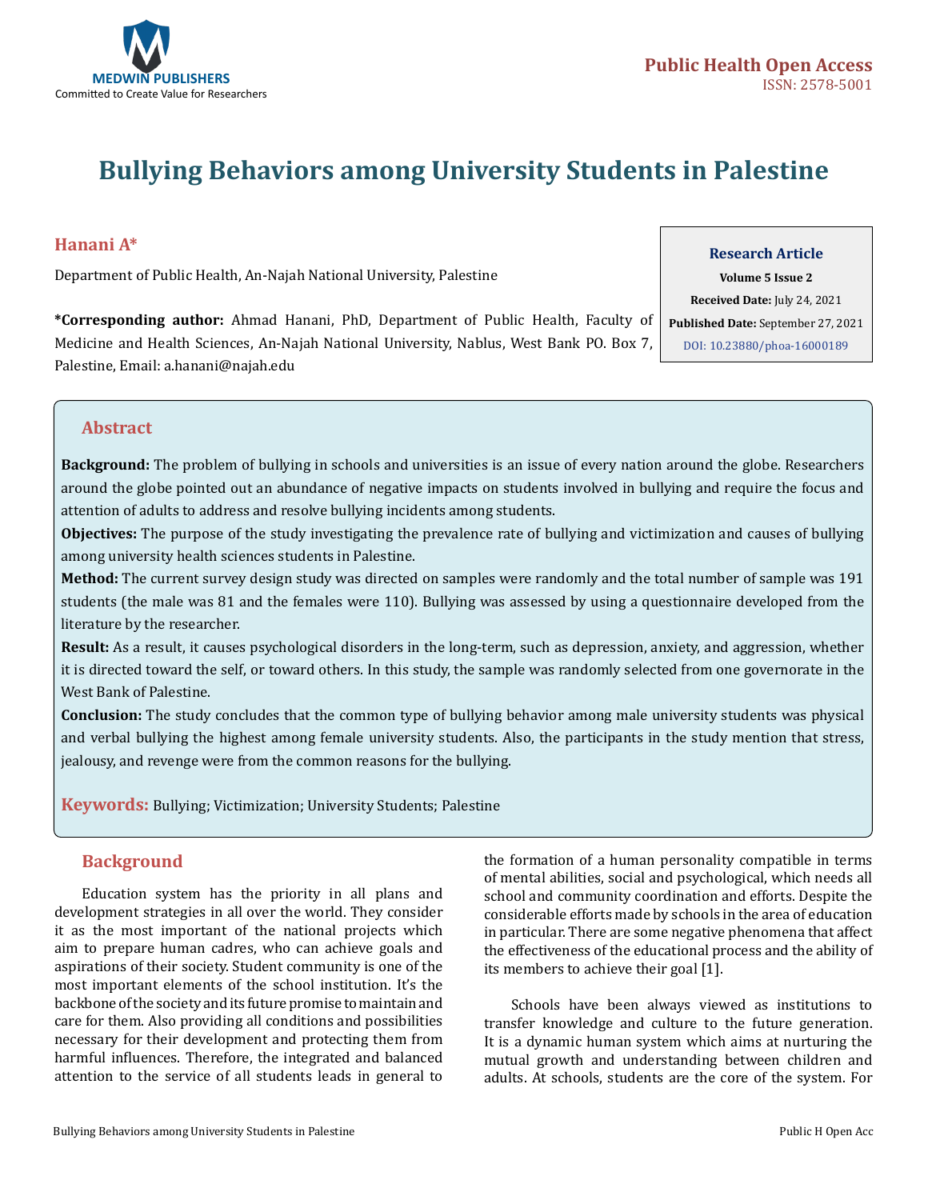# Bullying Behaviors among University Students in Palestine

**Hanani A***

Department of Public Health, An-Najah National University, Palestine

**\*Corresponding author:** Ahmad Hanani, PhD, Department of Public Health, Faculty of Medicine and Health Sciences, An-Najah National University, Nablus, West Bank PO. Box 7, Palestine, Email: a.hanani@najah.edu

**Research Article**
**Volume 5 Issue 2**
**Received Date:** July 24, 2021
**Published Date:** September 27, 2021
DOI: 10.23880/phoa-16000189

## Abstract

**Background:** The problem of bullying in schools and universities is an issue of every nation around the globe. Researchers around the globe pointed out an abundance of negative impacts on students involved in bullying and require the focus and attention of adults to address and resolve bullying incidents among students.

**Objectives:** The purpose of the study investigating the prevalence rate of bullying and victimization and causes of bullying among university health sciences students in Palestine.

**Method:** The current survey design study was directed on samples were randomly and the total number of sample was 191 students (the male was 81 and the females were 110). Bullying was assessed by using a questionnaire developed from the literature by the researcher.

**Result:** As a result, it causes psychological disorders in the long-term, such as depression, anxiety, and aggression, whether it is directed toward the self, or toward others. In this study, the sample was randomly selected from one governorate in the West Bank of Palestine.

**Conclusion:** The study concludes that the common type of bullying behavior among male university students was physical and verbal bullying the highest among female university students. Also, the participants in the study mention that stress, jealousy, and revenge were from the common reasons for the bullying.

**Keywords:** Bullying; Victimization; University Students; Palestine

## Background

Education system has the priority in all plans and development strategies in all over the world. They consider it as the most important of the national projects which aim to prepare human cadres, who can achieve goals and aspirations of their society. Student community is one of the most important elements of the school institution. It's the backbone of the society and its future promise to maintain and care for them. Also providing all conditions and possibilities necessary for their development and protecting them from harmful influences. Therefore, the integrated and balanced attention to the service of all students leads in general to the formation of a human personality compatible in terms of mental abilities, social and psychological, which needs all school and community coordination and efforts. Despite the considerable efforts made by schools in the area of education in particular. There are some negative phenomena that affect the effectiveness of the educational process and the ability of its members to achieve their goal [1].

Schools have been always viewed as institutions to transfer knowledge and culture to the future generation. It is a dynamic human system which aims at nurturing the mutual growth and understanding between children and adults. At schools, students are the core of the system. For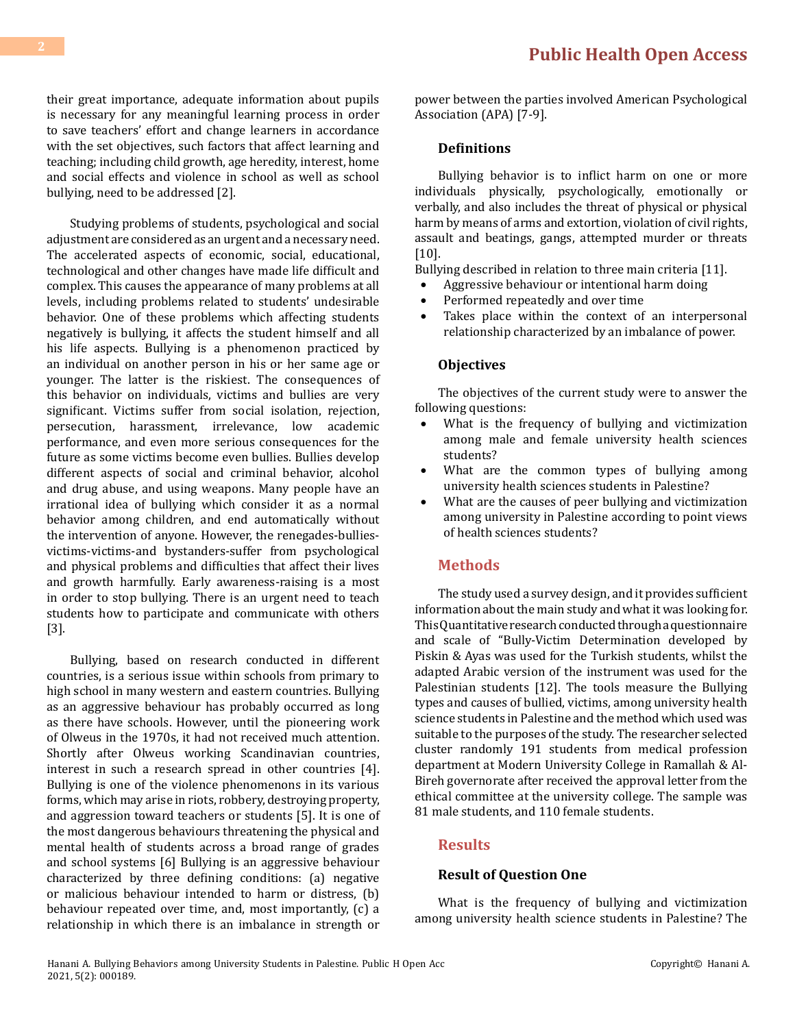their great importance, adequate information about pupils is necessary for any meaningful learning process in order to save teachers' effort and change learners in accordance with the set objectives, such factors that affect learning and teaching; including child growth, age heredity, interest, home and social effects and violence in school as well as school bullying, need to be addressed [2].

Studying problems of students, psychological and social adjustment are considered as an urgent and a necessary need. The accelerated aspects of economic, social, educational, technological and other changes have made life difficult and complex. This causes the appearance of many problems at all levels, including problems related to students' undesirable behavior. One of these problems which affecting students negatively is bullying, it affects the student himself and all his life aspects. Bullying is a phenomenon practiced by an individual on another person in his or her same age or younger. The latter is the riskiest. The consequences of this behavior on individuals, victims and bullies are very significant. Victims suffer from social isolation, rejection, persecution, harassment, irrelevance, low academic performance, and even more serious consequences for the future as some victims become even bullies. Bullies develop different aspects of social and criminal behavior, alcohol and drug abuse, and using weapons. Many people have an irrational idea of bullying which consider it as a normal behavior among children, and end automatically without the intervention of anyone. However, the renegades-bullies-victims-victims-and bystanders-suffer from psychological and physical problems and difficulties that affect their lives and growth harmfully. Early awareness-raising is a most in order to stop bullying. There is an urgent need to teach students how to participate and communicate with others [3].

Bullying, based on research conducted in different countries, is a serious issue within schools from primary to high school in many western and eastern countries. Bullying as an aggressive behaviour has probably occurred as long as there have schools. However, until the pioneering work of Olweus in the 1970s, it had not received much attention. Shortly after Olweus working Scandinavian countries, interest in such a research spread in other countries [4]. Bullying is one of the violence phenomenons in its various forms, which may arise in riots, robbery, destroying property, and aggression toward teachers or students [5]. It is one of the most dangerous behaviours threatening the physical and mental health of students across a broad range of grades and school systems [6] Bullying is an aggressive behaviour characterized by three defining conditions: (a) negative or malicious behaviour intended to harm or distress, (b) behaviour repeated over time, and, most importantly, (c) a relationship in which there is an imbalance in strength or power between the parties involved American Psychological Association (APA) [7-9].

### Definitions

Bullying behavior is to inflict harm on one or more individuals physically, psychologically, emotionally or verbally, and also includes the threat of physical or physical harm by means of arms and extortion, violation of civil rights, assault and beatings, gangs, attempted murder or threats [10].

Bullying described in relation to three main criteria [11].

- Aggressive behaviour or intentional harm doing
- Performed repeatedly and over time
- Takes place within the context of an interpersonal relationship characterized by an imbalance of power.

### Objectives

The objectives of the current study were to answer the following questions:

- What is the frequency of bullying and victimization among male and female university health sciences students?
- What are the common types of bullying among university health sciences students in Palestine?
- What are the causes of peer bullying and victimization among university in Palestine according to point views of health sciences students?

## Methods

The study used a survey design, and it provides sufficient information about the main study and what it was looking for. This Quantitative research conducted through a questionnaire and scale of "Bully-Victim Determination developed by Piskin & Ayas was used for the Turkish students, whilst the adapted Arabic version of the instrument was used for the Palestinian students [12]. The tools measure the Bullying types and causes of bullied, victims, among university health science students in Palestine and the method which used was suitable to the purposes of the study. The researcher selected cluster randomly 191 students from medical profession department at Modern University College in Ramallah & Al-Bireh governorate after received the approval letter from the ethical committee at the university college. The sample was 81 male students, and 110 female students.

## Results

### Result of Question One

What is the frequency of bullying and victimization among university health science students in Palestine? The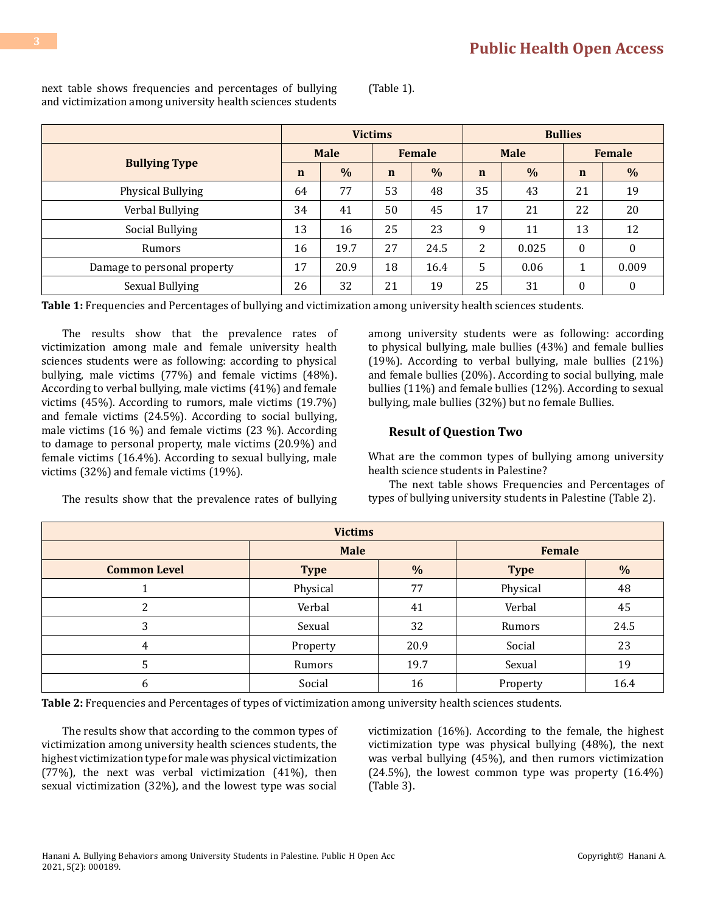next table shows frequencies and percentages of bullying and victimization among university health sciences students (Table 1).

| Bullying Type | Victims | | | | Bullies | | | |
|---|---|---|---|---|---|---|---|---|
| | Male | | Female | | Male | | Female | |
| | n | % | n | % | n | % | n | % |
| Physical Bullying | 64 | 77 | 53 | 48 | 35 | 43 | 21 | 19 |
| Verbal Bullying | 34 | 41 | 50 | 45 | 17 | 21 | 22 | 20 |
| Social Bullying | 13 | 16 | 25 | 23 | 9 | 11 | 13 | 12 |
| Rumors | 16 | 19.7 | 27 | 24.5 | 2 | 0.025 | 0 | 0 |
| Damage to personal property | 17 | 20.9 | 18 | 16.4 | 5 | 0.06 | 1 | 0.009 |
| Sexual Bullying | 26 | 32 | 21 | 19 | 25 | 31 | 0 | 0 |

**Table 1:** Frequencies and Percentages of bullying and victimization among university health sciences students.

The results show that the prevalence rates of victimization among male and female university health sciences students were as following: according to physical bullying, male victims (77%) and female victims (48%). According to verbal bullying, male victims (41%) and female victims (45%). According to rumors, male victims (19.7%) and female victims (24.5%). According to social bullying, male victims (16 %) and female victims (23 %). According to damage to personal property, male victims (20.9%) and female victims (16.4%). According to sexual bullying, male victims (32%) and female victims (19%).

The results show that the prevalence rates of bullying among university students were as following: according to physical bullying, male bullies (43%) and female bullies (19%). According to verbal bullying, male bullies (21%) and female bullies (20%). According to social bullying, male bullies (11%) and female bullies (12%). According to sexual bullying, male bullies (32%) but no female Bullies.

### Result of Question Two

What are the common types of bullying among university health science students in Palestine?

The next table shows Frequencies and Percentages of types of bullying university students in Palestine (Table 2).

| Victims | | | | |
|---|---|---|---|---|
| | Male | | Female | |
| Common Level | Type | % | Type | % |
| 1 | Physical | 77 | Physical | 48 |
| 2 | Verbal | 41 | Verbal | 45 |
| 3 | Sexual | 32 | Rumors | 24.5 |
| 4 | Property | 20.9 | Social | 23 |
| 5 | Rumors | 19.7 | Sexual | 19 |
| 6 | Social | 16 | Property | 16.4 |

**Table 2:** Frequencies and Percentages of types of victimization among university health sciences students.

The results show that according to the common types of victimization among university health sciences students, the highest victimization type for male was physical victimization (77%), the next was verbal victimization (41%), then sexual victimization (32%), and the lowest type was social victimization (16%). According to the female, the highest victimization type was physical bullying (48%), the next was verbal bullying (45%), and then rumors victimization (24.5%), the lowest common type was property (16.4%) (Table 3).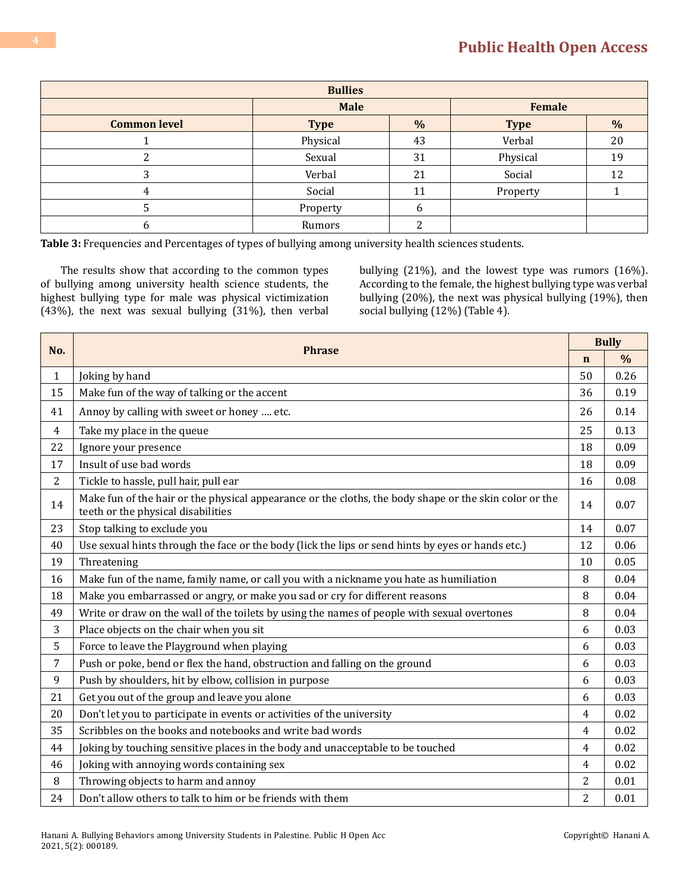| Bullies | | | | |
|---|---|---|---|---|
| | Male | | Female | |
| Common level | Type | % | Type | % |
| 1 | Physical | 43 | Verbal | 20 |
| 2 | Sexual | 31 | Physical | 19 |
| 3 | Verbal | 21 | Social | 12 |
| 4 | Social | 11 | Property | 1 |
| 5 | Property | 6 | | |
| 6 | Rumors | 2 | | |

**Table 3:** Frequencies and Percentages of types of bullying among university health sciences students.

The results show that according to the common types of bullying among university health science students, the highest bullying type for male was physical victimization (43%), the next was sexual bullying (31%), then verbal bullying (21%), and the lowest type was rumors (16%). According to the female, the highest bullying type was verbal bullying (20%), the next was physical bullying (19%), then social bullying (12%) (Table 4).

| No. | Phrase | Bully | |
|---|---|---|---|
| | | n | % |
| 1 | Joking by hand | 50 | 0.26 |
| 15 | Make fun of the way of talking or the accent | 36 | 0.19 |
| 41 | Annoy by calling with sweet or honey …. etc. | 26 | 0.14 |
| 4 | Take my place in the queue | 25 | 0.13 |
| 22 | Ignore your presence | 18 | 0.09 |
| 17 | Insult of use bad words | 18 | 0.09 |
| 2 | Tickle to hassle, pull hair, pull ear | 16 | 0.08 |
| 14 | Make fun of the hair or the physical appearance or the cloths, the body shape or the skin color or the teeth or the physical disabilities | 14 | 0.07 |
| 23 | Stop talking to exclude you | 14 | 0.07 |
| 40 | Use sexual hints through the face or the body (lick the lips or send hints by eyes or hands etc.) | 12 | 0.06 |
| 19 | Threatening | 10 | 0.05 |
| 16 | Make fun of the name, family name, or call you with a nickname you hate as humiliation | 8 | 0.04 |
| 18 | Make you embarrassed or angry, or make you sad or cry for different reasons | 8 | 0.04 |
| 49 | Write or draw on the wall of the toilets by using the names of people with sexual overtones | 8 | 0.04 |
| 3 | Place objects on the chair when you sit | 6 | 0.03 |
| 5 | Force to leave the Playground when playing | 6 | 0.03 |
| 7 | Push or poke, bend or flex the hand, obstruction and falling on the ground | 6 | 0.03 |
| 9 | Push by shoulders, hit by elbow, collision in purpose | 6 | 0.03 |
| 21 | Get you out of the group and leave you alone | 6 | 0.03 |
| 20 | Don't let you to participate in events or activities of the university | 4 | 0.02 |
| 35 | Scribbles on the books and notebooks and write bad words | 4 | 0.02 |
| 44 | Joking by touching sensitive places in the body and unacceptable to be touched | 4 | 0.02 |
| 46 | Joking with annoying words containing sex | 4 | 0.02 |
| 8 | Throwing objects to harm and annoy | 2 | 0.01 |
| 24 | Don't allow others to talk to him or be friends with them | 2 | 0.01 |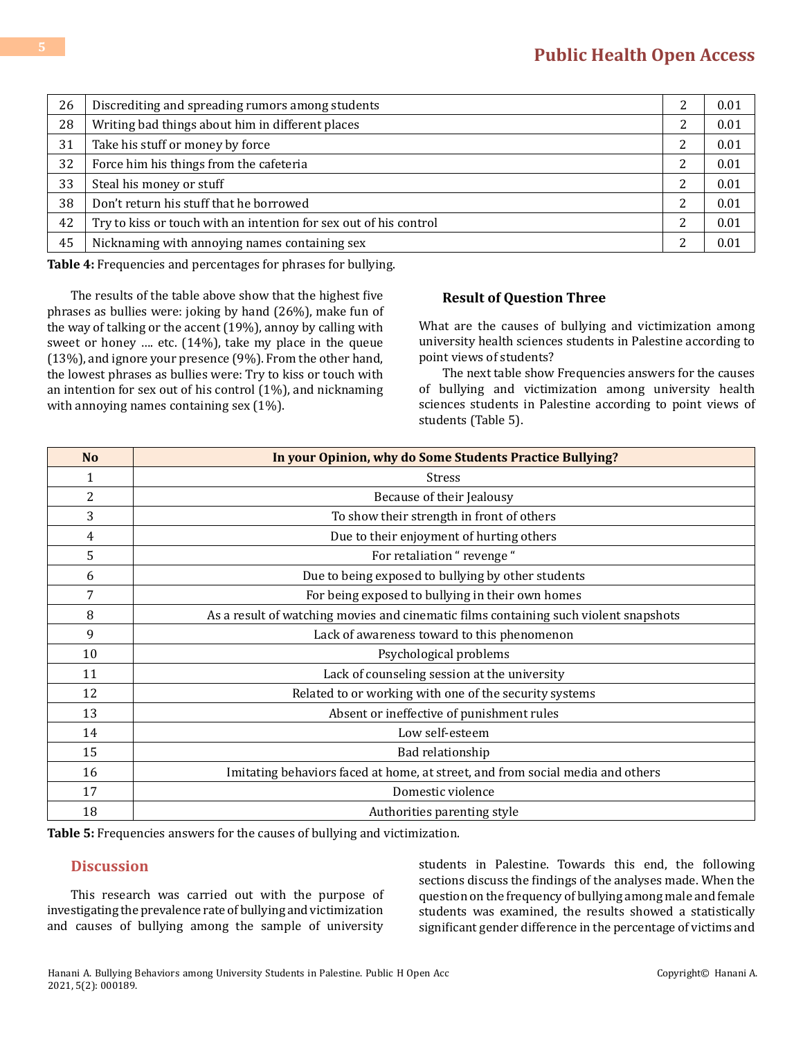| | | | |
|---|---|---|---|
| 26 | Discrediting and spreading rumors among students | 2 | 0.01 |
| 28 | Writing bad things about him in different places | 2 | 0.01 |
| 31 | Take his stuff or money by force | 2 | 0.01 |
| 32 | Force him his things from the cafeteria | 2 | 0.01 |
| 33 | Steal his money or stuff | 2 | 0.01 |
| 38 | Don't return his stuff that he borrowed | 2 | 0.01 |
| 42 | Try to kiss or touch with an intention for sex out of his control | 2 | 0.01 |
| 45 | Nicknaming with annoying names containing sex | 2 | 0.01 |

**Table 4:** Frequencies and percentages for phrases for bullying.

The results of the table above show that the highest five phrases as bullies were: joking by hand (26%), make fun of the way of talking or the accent (19%), annoy by calling with sweet or honey …. etc. (14%), take my place in the queue (13%), and ignore your presence (9%). From the other hand, the lowest phrases as bullies were: Try to kiss or touch with an intention for sex out of his control (1%), and nicknaming with annoying names containing sex (1%).

### Result of Question Three

What are the causes of bullying and victimization among university health sciences students in Palestine according to point views of students?

The next table show Frequencies answers for the causes of bullying and victimization among university health sciences students in Palestine according to point views of students (Table 5).

| No | In your Opinion, why do Some Students Practice Bullying? |
|---|---|
| 1 | Stress |
| 2 | Because of their Jealousy |
| 3 | To show their strength in front of others |
| 4 | Due to their enjoyment of hurting others |
| 5 | For retaliation " revenge " |
| 6 | Due to being exposed to bullying by other students |
| 7 | For being exposed to bullying in their own homes |
| 8 | As a result of watching movies and cinematic films containing such violent snapshots |
| 9 | Lack of awareness toward to this phenomenon |
| 10 | Psychological problems |
| 11 | Lack of counseling session at the university |
| 12 | Related to or working with one of the security systems |
| 13 | Absent or ineffective of punishment rules |
| 14 | Low self-esteem |
| 15 | Bad relationship |
| 16 | Imitating behaviors faced at home, at street, and from social media and others |
| 17 | Domestic violence |
| 18 | Authorities parenting style |

**Table 5:** Frequencies answers for the causes of bullying and victimization.

## Discussion

This research was carried out with the purpose of investigating the prevalence rate of bullying and victimization and causes of bullying among the sample of university students in Palestine. Towards this end, the following sections discuss the findings of the analyses made. When the question on the frequency of bullying among male and female students was examined, the results showed a statistically significant gender difference in the percentage of victims and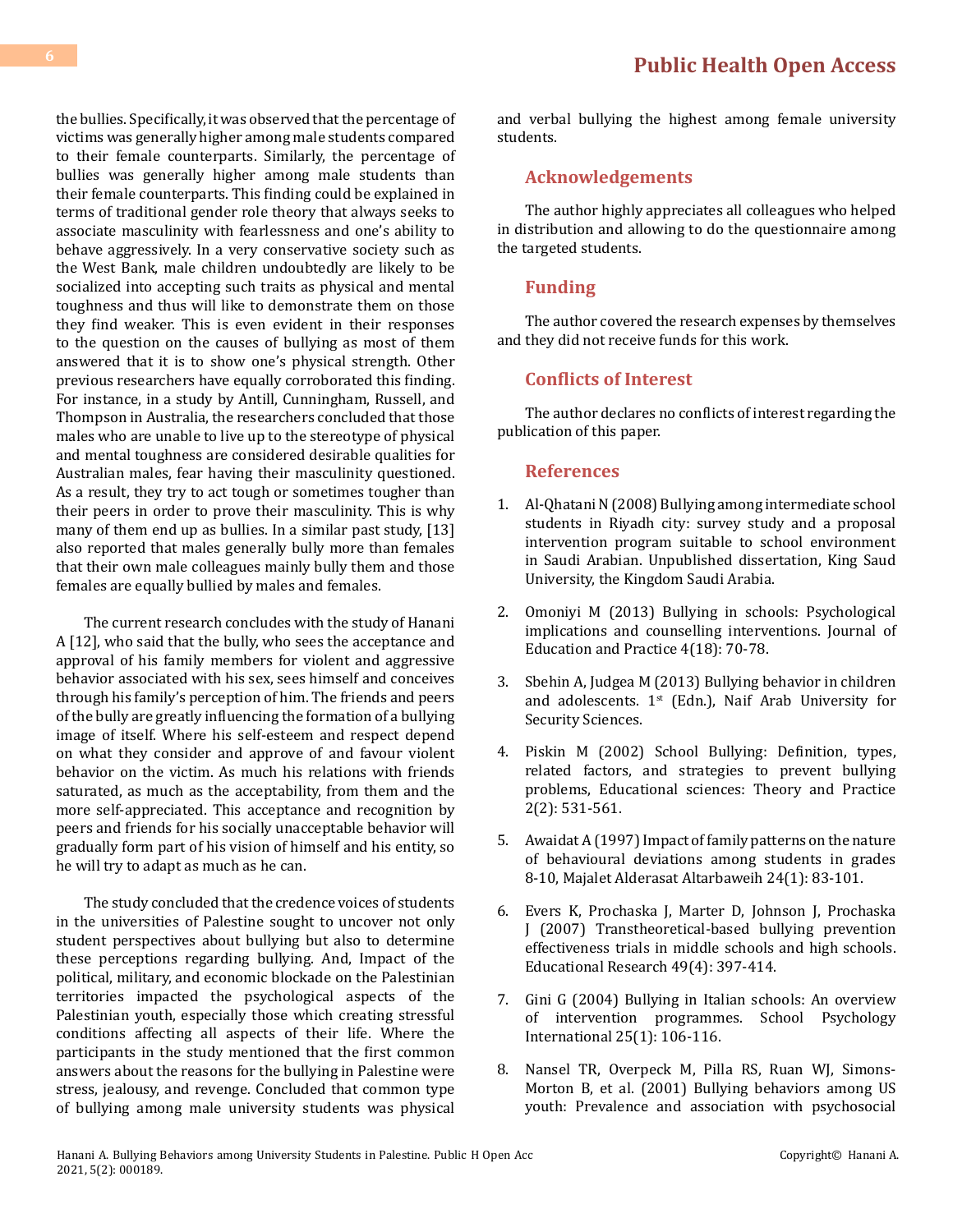the bullies. Specifically, it was observed that the percentage of victims was generally higher among male students compared to their female counterparts. Similarly, the percentage of bullies was generally higher among male students than their female counterparts. This finding could be explained in terms of traditional gender role theory that always seeks to associate masculinity with fearlessness and one's ability to behave aggressively. In a very conservative society such as the West Bank, male children undoubtedly are likely to be socialized into accepting such traits as physical and mental toughness and thus will like to demonstrate them on those they find weaker. This is even evident in their responses to the question on the causes of bullying as most of them answered that it is to show one's physical strength. Other previous researchers have equally corroborated this finding. For instance, in a study by Antill, Cunningham, Russell, and Thompson in Australia, the researchers concluded that those males who are unable to live up to the stereotype of physical and mental toughness are considered desirable qualities for Australian males, fear having their masculinity questioned. As a result, they try to act tough or sometimes tougher than their peers in order to prove their masculinity. This is why many of them end up as bullies. In a similar past study, [13] also reported that males generally bully more than females that their own male colleagues mainly bully them and those females are equally bullied by males and females.

The current research concludes with the study of Hanani A [12], who said that the bully, who sees the acceptance and approval of his family members for violent and aggressive behavior associated with his sex, sees himself and conceives through his family's perception of him. The friends and peers of the bully are greatly influencing the formation of a bullying image of itself. Where his self-esteem and respect depend on what they consider and approve of and favour violent behavior on the victim. As much his relations with friends saturated, as much as the acceptability, from them and the more self-appreciated. This acceptance and recognition by peers and friends for his socially unacceptable behavior will gradually form part of his vision of himself and his entity, so he will try to adapt as much as he can.

The study concluded that the credence voices of students in the universities of Palestine sought to uncover not only student perspectives about bullying but also to determine these perceptions regarding bullying. And, Impact of the political, military, and economic blockade on the Palestinian territories impacted the psychological aspects of the Palestinian youth, especially those which creating stressful conditions affecting all aspects of their life. Where the participants in the study mentioned that the first common answers about the reasons for the bullying in Palestine were stress, jealousy, and revenge. Concluded that common type of bullying among male university students was physical and verbal bullying the highest among female university students.

## Acknowledgements

The author highly appreciates all colleagues who helped in distribution and allowing to do the questionnaire among the targeted students.

## Funding

The author covered the research expenses by themselves and they did not receive funds for this work.

## Conflicts of Interest

The author declares no conflicts of interest regarding the publication of this paper.

## References

1. Al-Qhatani N (2008) Bullying among intermediate school students in Riyadh city: survey study and a proposal intervention program suitable to school environment in Saudi Arabian. Unpublished dissertation, King Saud University, the Kingdom Saudi Arabia.
2. Omoniyi M (2013) Bullying in schools: Psychological implications and counselling interventions. Journal of Education and Practice 4(18): 70-78.
3. Sbehin A, Judgea M (2013) Bullying behavior in children and adolescents. 1st (Edn.), Naif Arab University for Security Sciences.
4. Piskin M (2002) School Bullying: Definition, types, related factors, and strategies to prevent bullying problems, Educational sciences: Theory and Practice 2(2): 531-561.
5. Awaidat A (1997) Impact of family patterns on the nature of behavioural deviations among students in grades 8-10, Majalet Alderasat Altarbaweih 24(1): 83-101.
6. Evers K, Prochaska J, Marter D, Johnson J, Prochaska J (2007) Transtheoretical-based bullying prevention effectiveness trials in middle schools and high schools. Educational Research 49(4): 397-414.
7. Gini G (2004) Bullying in Italian schools: An overview of intervention programmes. School Psychology International 25(1): 106-116.
8. Nansel TR, Overpeck M, Pilla RS, Ruan WJ, Simons-Morton B, et al. (2001) Bullying behaviors among US youth: Prevalence and association with psychosocial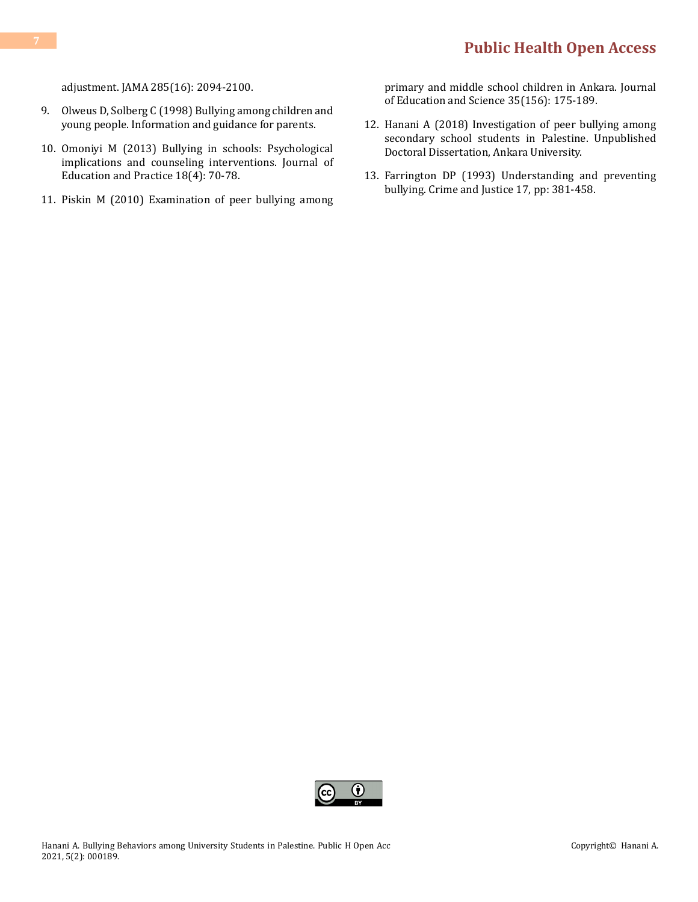adjustment. JAMA 285(16): 2094-2100.

9. Olweus D, Solberg C (1998) Bullying among children and young people. Information and guidance for parents.

10. Omoniyi M (2013) Bullying in schools: Psychological implications and counseling interventions. Journal of Education and Practice 18(4): 70-78.

11. Piskin M (2010) Examination of peer bullying among primary and middle school children in Ankara. Journal of Education and Science 35(156): 175-189.

12. Hanani A (2018) Investigation of peer bullying among secondary school students in Palestine. Unpublished Doctoral Dissertation, Ankara University.

13. Farrington DP (1993) Understanding and preventing bullying. Crime and Justice 17, pp: 381-458.